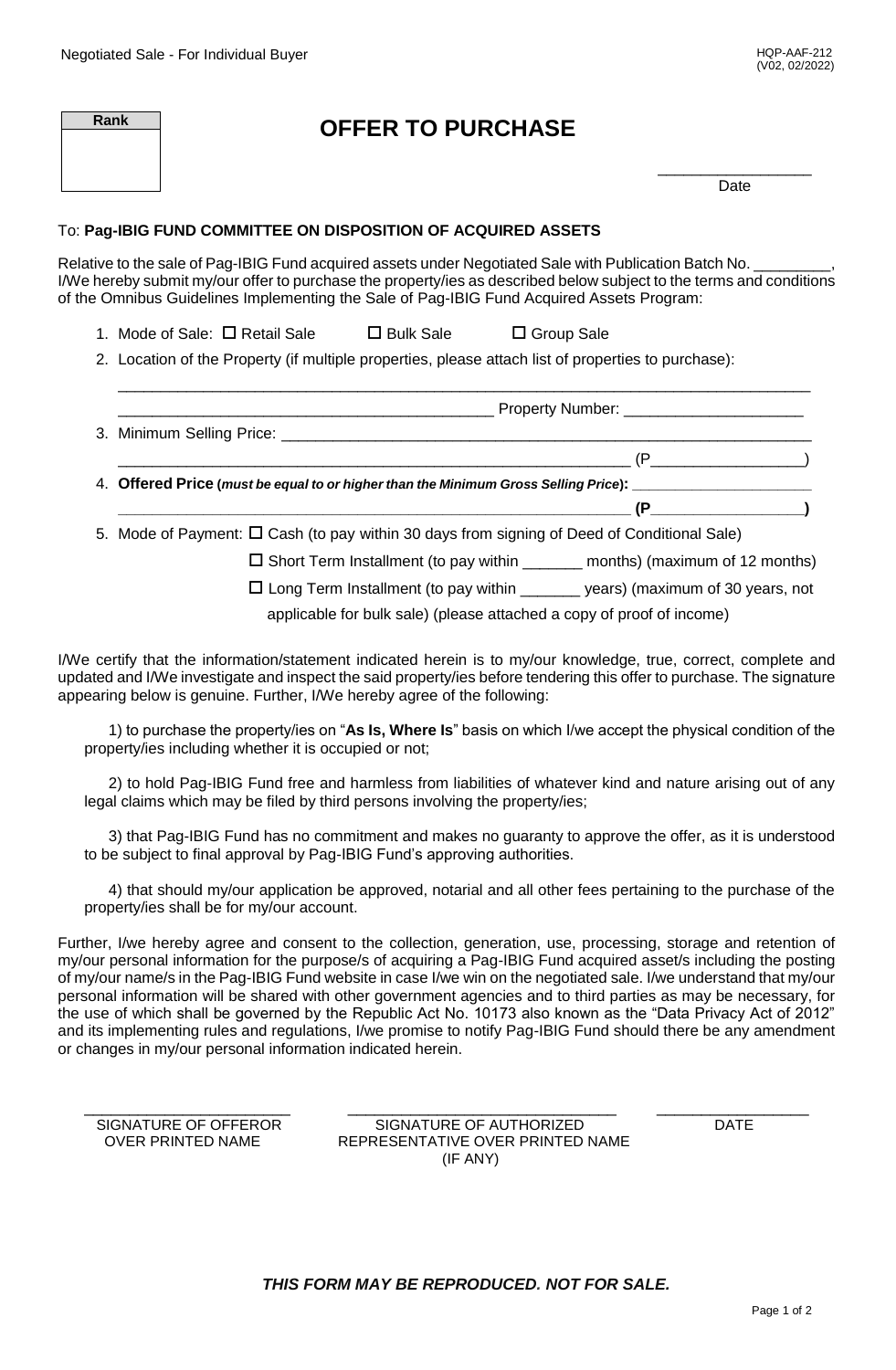Negotiated Sale - For Individual Buyer

HQP-AAF-212
(V02, 02/2022)

| Rank |
| --- |
| |

# OFFER TO PURCHASE

_________________
Date

To: **Pag-IBIG FUND COMMITTEE ON DISPOSITION OF ACQUIRED ASSETS**

Relative to the sale of Pag-IBIG Fund acquired assets under Negotiated Sale with Publication Batch No. _________, I/We hereby submit my/our offer to purchase the property/ies as described below subject to the terms and conditions of the Omnibus Guidelines Implementing the Sale of Pag-IBIG Fund Acquired Assets Program:

1. Mode of Sale: ☐ Retail Sale ☐ Bulk Sale ☐ Group Sale
2. Location of the Property (if multiple properties, please attach list of properties to purchase):
   ___________________________________________________________________________
   ___________________________________________ Property Number: _____________________
3. Minimum Selling Price: ___________________________________________________________
   ___________________________________________________________ (P_________________)
4. **Offered Price (*must be equal to or higher than the Minimum Gross Selling Price*): _____________________**
   **___________________________________________________________ (P_________________)**
5. Mode of Payment: ☐ Cash (to pay within 30 days from signing of Deed of Conditional Sale)
   ☐ Short Term Installment (to pay within _______ months) (maximum of 12 months)
   ☐ Long Term Installment (to pay within _______ years) (maximum of 30 years, not applicable for bulk sale) (please attached a copy of proof of income)

I/We certify that the information/statement indicated herein is to my/our knowledge, true, correct, complete and updated and I/We investigate and inspect the said property/ies before tendering this offer to purchase. The signature appearing below is genuine. Further, I/We hereby agree of the following:

1) to purchase the property/ies on "**As Is, Where Is**" basis on which I/we accept the physical condition of the property/ies including whether it is occupied or not;

2) to hold Pag-IBIG Fund free and harmless from liabilities of whatever kind and nature arising out of any legal claims which may be filed by third persons involving the property/ies;

3) that Pag-IBIG Fund has no commitment and makes no guaranty to approve the offer, as it is understood to be subject to final approval by Pag-IBIG Fund's approving authorities.

4) that should my/our application be approved, notarial and all other fees pertaining to the purchase of the property/ies shall be for my/our account.

Further, I/we hereby agree and consent to the collection, generation, use, processing, storage and retention of my/our personal information for the purpose/s of acquiring a Pag-IBIG Fund acquired asset/s including the posting of my/our name/s in the Pag-IBIG Fund website in case I/we win on the negotiated sale. I/we understand that my/our personal information will be shared with other government agencies and to third parties as may be necessary, for the use of which shall be governed by the Republic Act No. 10173 also known as the "Data Privacy Act of 2012" and its implementing rules and regulations, I/we promise to notify Pag-IBIG Fund should there be any amendment or changes in my/our personal information indicated herein.

| _________________________ | _________________________________ | __________________ |
| --- | --- | --- |
| SIGNATURE OF OFFEROR OVER PRINTED NAME | SIGNATURE OF AUTHORIZED REPRESENTATIVE OVER PRINTED NAME (IF ANY) | DATE |

***THIS FORM MAY BE REPRODUCED. NOT FOR SALE.***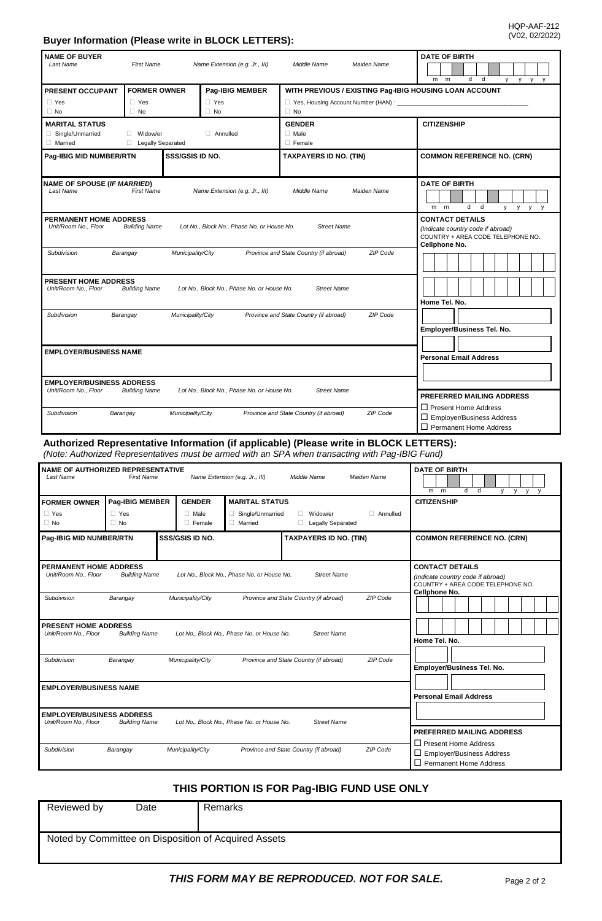HQP-AAF-212
(V02, 02/2022)

## Buyer Information (Please write in BLOCK LETTERS):

| | | | |
|---|---|---|---|
| **NAME OF BUYER**<br>*Last Name* *First Name* *Name Extension (e.g. Jr., III)* *Middle Name* *Maiden Name* | | | **DATE OF BIRTH**<br>m m d d y y y y |
| **PRESENT OCCUPANT**<br>☐ Yes<br>☐ No | **FORMER OWNER**<br>☐ Yes<br>☐ No | **Pag-IBIG MEMBER**<br>☐ Yes<br>☐ No | **WITH PREVIOUS / EXISTING Pag-IBIG HOUSING LOAN ACCOUNT**<br>☐ Yes, Housing Account Number (HAN) : ____________<br>☐ No |
| **MARITAL STATUS**<br>☐ Single/Unmarried ☐ Widow/er ☐ Annulled<br>☐ Married ☐ Legally Separated | | **GENDER**<br>☐ Male<br>☐ Female | **CITIZENSHIP** |
| **Pag-IBIG MID NUMBER/RTN** | **SSS/GSIS ID NO.** | **TAXPAYERS ID NO. (TIN)** | **COMMON REFERENCE NO. (CRN)** |
| **NAME OF SPOUSE (*IF MARRIED*)**<br>*Last Name* *First Name* *Name Extension (e.g. Jr., III)* *Middle Name* *Maiden Name* | | | **DATE OF BIRTH**<br>m m d d y y y y |
| **PERMANENT HOME ADDRESS**<br>*Unit/Room No., Floor* *Building Name* *Lot No., Block No., Phase No. or House No.* *Street Name*<br>*Subdivision* *Barangay* *Municipality/City* *Province and State Country (if abroad)* *ZIP Code* | | | **CONTACT DETAILS**<br>*(Indicate country code if abroad)*<br>COUNTRY + AREA CODE TELEPHONE NO.<br>**Cellphone No.** |
| **PRESENT HOME ADDRESS**<br>*Unit/Room No., Floor* *Building Name* *Lot No., Block No., Phase No. or House No.* *Street Name*<br>*Subdivision* *Barangay* *Municipality/City* *Province and State Country (if abroad)* *ZIP Code* | | | **Home Tel. No.**<br>**Employer/Business Tel. No.** |
| **EMPLOYER/BUSINESS NAME** | | | **Personal Email Address** |
| **EMPLOYER/BUSINESS ADDRESS**<br>*Unit/Room No., Floor* *Building Name* *Lot No., Block No., Phase No. or House No.* *Street Name*<br>*Subdivision* *Barangay* *Municipality/City* *Province and State Country (if abroad)* *ZIP Code* | | | **PREFERRED MAILING ADDRESS**<br>☐ Present Home Address<br>☐ Employer/Business Address<br>☐ Permanent Home Address |

## Authorized Representative Information (if applicable) (Please write in BLOCK LETTERS):

*(Note: Authorized Representatives must be armed with an SPA when transacting with Pag-IBIG Fund)*

| | | | | | |
|---|---|---|---|---|---|
| **NAME OF AUTHORIZED REPRESENTATIVE**<br>*Last Name* *First Name* *Name Extension (e.g. Jr., III)* *Middle Name* *Maiden Name* | | | | | **DATE OF BIRTH**<br>m m d d y y y y |
| **FORMER OWNER**<br>☐ Yes<br>☐ No | **Pag-IBIG MEMBER**<br>☐ Yes<br>☐ No | **GENDER**<br>☐ Male<br>☐ Female | **MARITAL STATUS**<br>☐ Single/Unmarried ☐ Widow/er ☐ Annulled<br>☐ Married ☐ Legally Separated | | **CITIZENSHIP** |
| **Pag-IBIG MID NUMBER/RTN** | | **SSS/GSIS ID NO.** | | **TAXPAYERS ID NO. (TIN)** | **COMMON REFERENCE NO. (CRN)** |
| **PERMANENT HOME ADDRESS**<br>*Unit/Room No., Floor* *Building Name* *Lot No., Block No., Phase No. or House No.* *Street Name*<br>*Subdivision* *Barangay* *Municipality/City* *Province and State Country (if abroad)* *ZIP Code* | | | | | **CONTACT DETAILS**<br>*(Indicate country code if abroad)*<br>COUNTRY + AREA CODE TELEPHONE NO.<br>**Cellphone No.** |
| **PRESENT HOME ADDRESS**<br>*Unit/Room No., Floor* *Building Name* *Lot No., Block No., Phase No. or House No.* *Street Name*<br>*Subdivision* *Barangay* *Municipality/City* *Province and State Country (if abroad)* *ZIP Code* | | | | | **Home Tel. No.**<br>**Employer/Business Tel. No.** |
| **EMPLOYER/BUSINESS NAME** | | | | | **Personal Email Address** |
| **EMPLOYER/BUSINESS ADDRESS**<br>*Unit/Room No., Floor* *Building Name* *Lot No., Block No., Phase No. or House No.* *Street Name*<br>*Subdivision* *Barangay* *Municipality/City* *Province and State Country (if abroad)* *ZIP Code* | | | | | **PREFERRED MAILING ADDRESS**<br>☐ Present Home Address<br>☐ Employer/Business Address<br>☐ Permanent Home Address |

## THIS PORTION IS FOR Pag-IBIG FUND USE ONLY

| Reviewed by | Date | Remarks |
|---|---|---|
| Noted by Committee on Disposition of Acquired Assets | | |

***THIS FORM MAY BE REPRODUCED. NOT FOR SALE.***